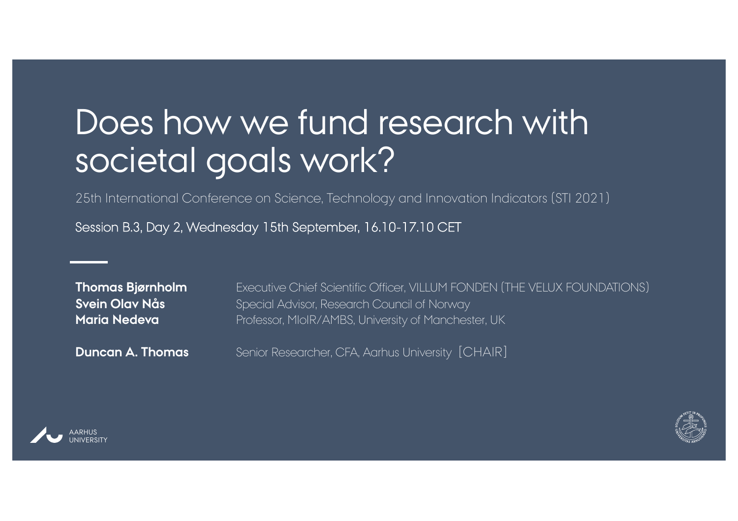# Does how we fund research with societal goals work?

25th International Conference on Science, Technology and Innovation Indicators (STI 2021)

Session B.3, Day 2, Wednesday 15th September, 16.10-17.10 CET

**Thomas Bjørnholm** Executive Chief Scientific Officer, VILLUM FONDEN (THE VELUX FOUNDATIONS)
**Svein Olav Nås** Special Advisor, Research Council of Norway
**Maria Nedeva** Professor, MIoIR/AMBS, University of Manchester, UK

**Duncan A. Thomas** Senior Researcher, CFA, Aarhus University [CHAIR]

AARHUS UNIVERSITY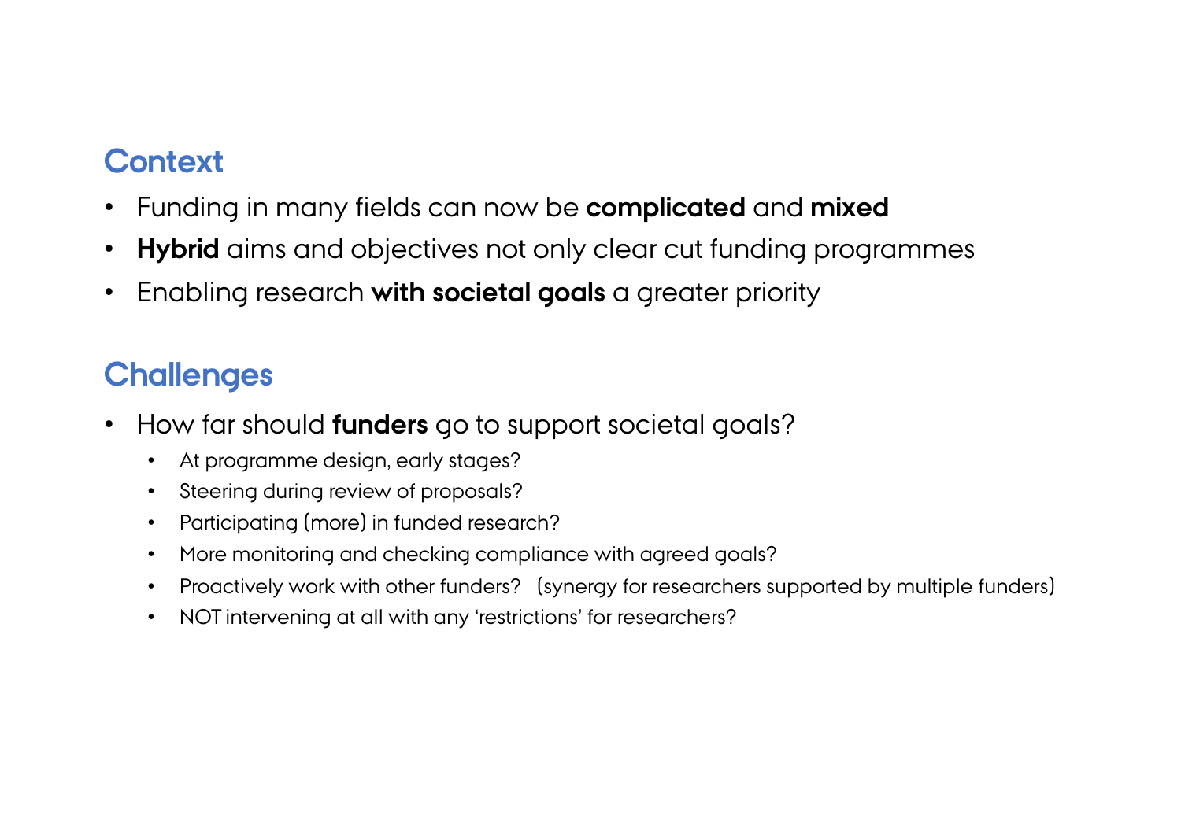## Context

- Funding in many fields can now be **complicated** and **mixed**
- **Hybrid** aims and objectives not only clear cut funding programmes
- Enabling research **with societal goals** a greater priority

## Challenges

- How far should **funders** go to support societal goals?
  - At programme design, early stages?
  - Steering during review of proposals?
  - Participating (more) in funded research?
  - More monitoring and checking compliance with agreed goals?
  - Proactively work with other funders? (synergy for researchers supported by multiple funders)
  - NOT intervening at all with any 'restrictions' for researchers?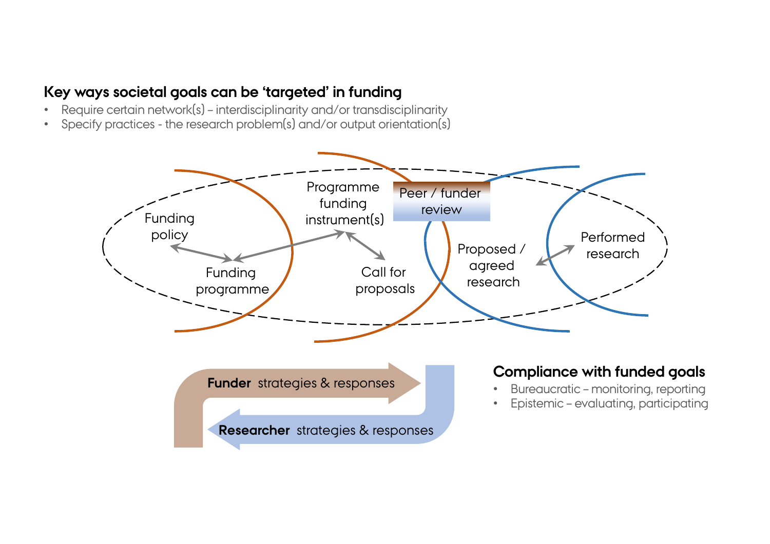### Key ways societal goals can be 'targeted' in funding

- Require certain network(s) – interdisciplinarity and/or transdisciplinarity
- Specify practices - the research problem(s) and/or output orientation(s)

Funding policy

Funding programme

Programme funding instrument(s)

Call for proposals

Peer / funder review

Proposed / agreed research

Performed research

**Funder** strategies & responses

**Researcher** strategies & responses

### Compliance with funded goals

- Bureaucratic – monitoring, reporting
- Epistemic – evaluating, participating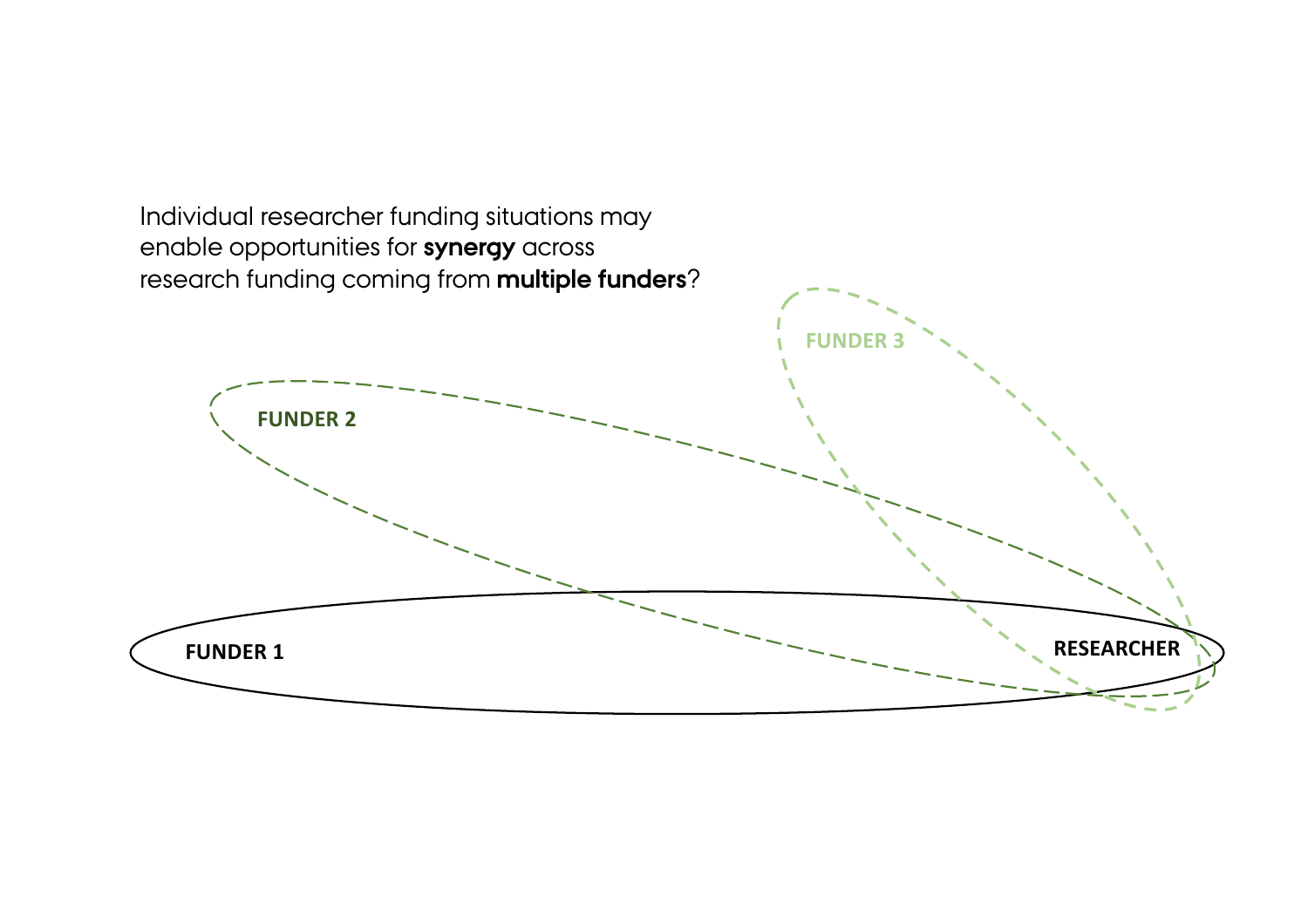Individual researcher funding situations may enable opportunities for **synergy** across research funding coming from **multiple funders**?

FUNDER 3

FUNDER 2

FUNDER 1

RESEARCHER